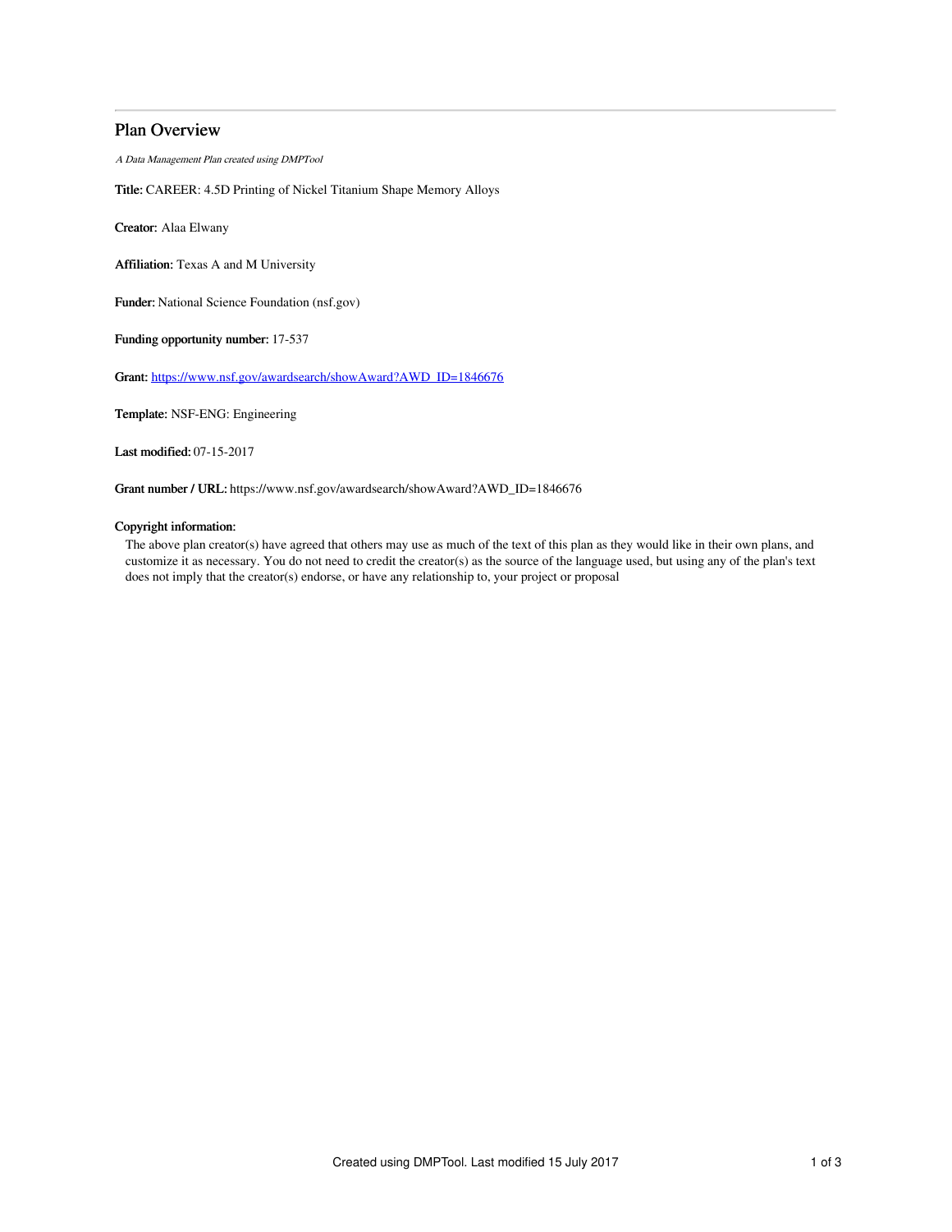# Plan Overview

*A Data Management Plan created using DMPTool*

**Title:** CAREER: 4.5D Printing of Nickel Titanium Shape Memory Alloys

**Creator:** Alaa Elwany

**Affiliation:** Texas A and M University

**Funder:** National Science Foundation (nsf.gov)

**Funding opportunity number:** 17-537

**Grant:** [https://www.nsf.gov/awardsearch/showAward?AWD_ID=1846676](https://www.nsf.gov/awardsearch/showAward?AWD_ID=1846676)

**Template:** NSF-ENG: Engineering

**Last modified:** 07-15-2017

**Grant number / URL:** https://www.nsf.gov/awardsearch/showAward?AWD_ID=1846676

**Copyright information:**

The above plan creator(s) have agreed that others may use as much of the text of this plan as they would like in their own plans, and customize it as necessary. You do not need to credit the creator(s) as the source of the language used, but using any of the plan's text does not imply that the creator(s) endorse, or have any relationship to, your project or proposal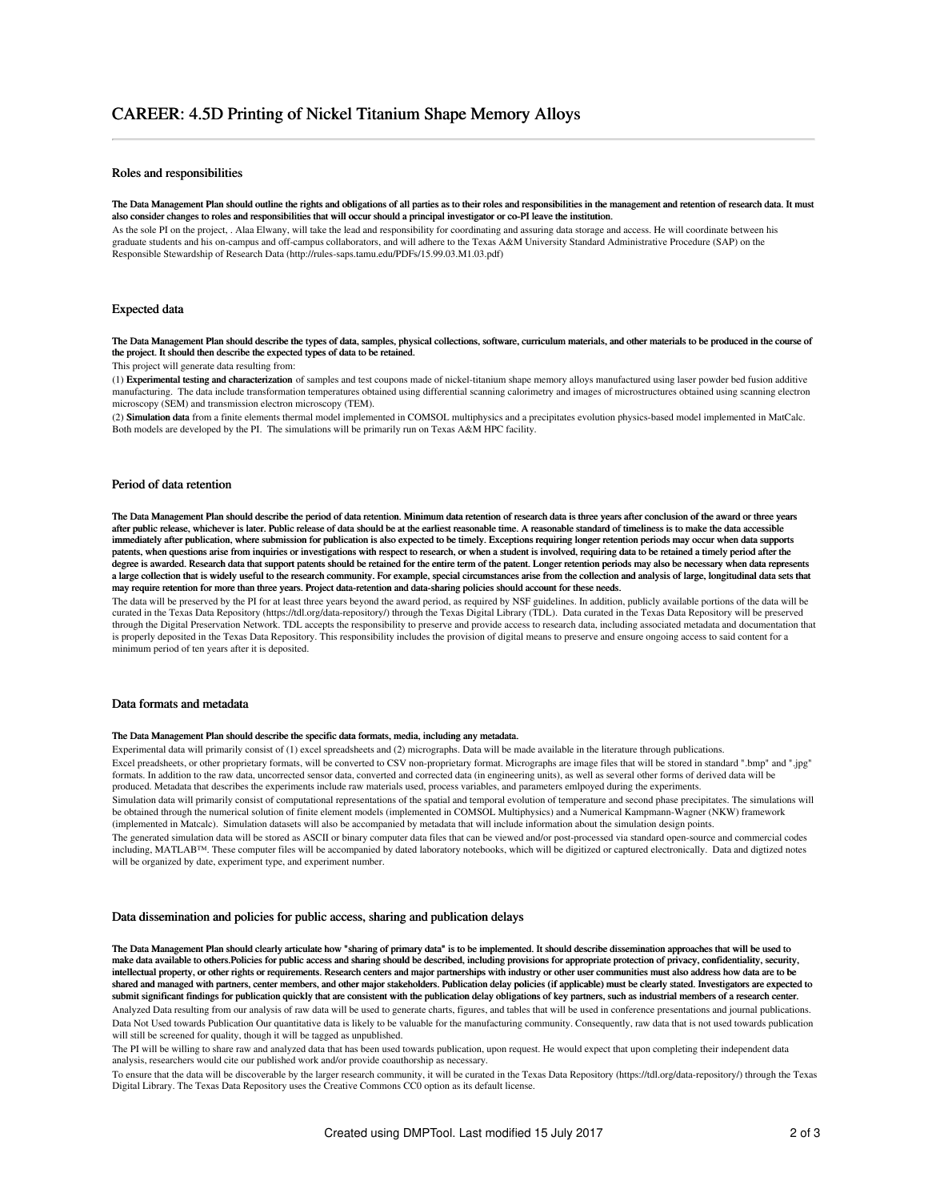# CAREER: 4.5D Printing of Nickel Titanium Shape Memory Alloys

## Roles and responsibilities

**The Data Management Plan should outline the rights and obligations of all parties as to their roles and responsibilities in the management and retention of research data. It must also consider changes to roles and responsibilities that will occur should a principal investigator or co-PI leave the institution.**

As the sole PI on the project, . Alaa Elwany, will take the lead and responsibility for coordinating and assuring data storage and access. He will coordinate between his graduate students and his on-campus and off-campus collaborators, and will adhere to the Texas A&M University Standard Administrative Procedure (SAP) on the Responsible Stewardship of Research Data (http://rules-saps.tamu.edu/PDFs/15.99.03.M1.03.pdf)

## Expected data

**The Data Management Plan should describe the types of data, samples, physical collections, software, curriculum materials, and other materials to be produced in the course of the project. It should then describe the expected types of data to be retained.**

This project will generate data resulting from:

(1) **Experimental testing and characterization** of samples and test coupons made of nickel-titanium shape memory alloys manufactured using laser powder bed fusion additive manufacturing. The data include transformation temperatures obtained using differential scanning calorimetry and images of microstructures obtained using scanning electron microscopy (SEM) and transmission electron microscopy (TEM).

(2) **Simulation data** from a finite elements thermal model implemented in COMSOL multiphysics and a precipitates evolution physics-based model implemented in MatCalc. Both models are developed by the PI. The simulations will be primarily run on Texas A&M HPC facility.

## Period of data retention

**The Data Management Plan should describe the period of data retention. Minimum data retention of research data is three years after conclusion of the award or three years after public release, whichever is later. Public release of data should be at the earliest reasonable time. A reasonable standard of timeliness is to make the data accessible immediately after publication, where submission for publication is also expected to be timely. Exceptions requiring longer retention periods may occur when data supports patents, when questions arise from inquiries or investigations with respect to research, or when a student is involved, requiring data to be retained a timely period after the degree is awarded. Research data that support patents should be retained for the entire term of the patent. Longer retention periods may also be necessary when data represents a large collection that is widely useful to the research community. For example, special circumstances arise from the collection and analysis of large, longitudinal data sets that may require retention for more than three years. Project data-retention and data-sharing policies should account for these needs.**

The data will be preserved by the PI for at least three years beyond the award period, as required by NSF guidelines. In addition, publicly available portions of the data will be curated in the Texas Data Repository (https://tdl.org/data-repository/) through the Texas Digital Library (TDL). Data curated in the Texas Data Repository will be preserved through the Digital Preservation Network. TDL accepts the responsibility to preserve and provide access to research data, including associated metadata and documentation that is properly deposited in the Texas Data Repository. This responsibility includes the provision of digital means to preserve and ensure ongoing access to said content for a minimum period of ten years after it is deposited.

## Data formats and metadata

**The Data Management Plan should describe the specific data formats, media, including any metadata.**

Experimental data will primarily consist of (1) excel spreadsheets and (2) micrographs. Data will be made available in the literature through publications.

Excel preadsheets, or other proprietary formats, will be converted to CSV non-proprietary format. Micrographs are image files that will be stored in standard ".bmp" and ".jpg" formats. In addition to the raw data, uncorrected sensor data, converted and corrected data (in engineering units), as well as several other forms of derived data will be produced. Metadata that describes the experiments include raw materials used, process variables, and parameters emlpoyed during the experiments.

Simulation data will primarily consist of computational representations of the spatial and temporal evolution of temperature and second phase precipitates. The simulations will be obtained through the numerical solution of finite element models (implemented in COMSOL Multiphysics) and a Numerical Kampmann-Wagner (NKW) framework (implemented in Matcalc). Simulation datasets will also be accompanied by metadata that will include information about the simulation design points.

The generated simulation data will be stored as ASCII or binary computer data files that can be viewed and/or post-processed via standard open-source and commercial codes including, MATLAB™. These computer files will be accompanied by dated laboratory notebooks, which will be digitized or captured electronically. Data and digtized notes will be organized by date, experiment type, and experiment number.

## Data dissemination and policies for public access, sharing and publication delays

**The Data Management Plan should clearly articulate how "sharing of primary data" is to be implemented. It should describe dissemination approaches that will be used to make data available to others.Policies for public access and sharing should be described, including provisions for appropriate protection of privacy, confidentiality, security, intellectual property, or other rights or requirements. Research centers and major partnerships with industry or other user communities must also address how data are to be shared and managed with partners, center members, and other major stakeholders. Publication delay policies (if applicable) must be clearly stated. Investigators are expected to submit significant findings for publication quickly that are consistent with the publication delay obligations of key partners, such as industrial members of a research center.**

Analyzed Data resulting from our analysis of raw data will be used to generate charts, figures, and tables that will be used in conference presentations and journal publications.

Data Not Used towards Publication Our quantitative data is likely to be valuable for the manufacturing community. Consequently, raw data that is not used towards publication will still be screened for quality, though it will be tagged as unpublished.

The PI will be willing to share raw and analyzed data that has been used towards publication, upon request. He would expect that upon completing their independent data analysis, researchers would cite our published work and/or provide coauthorship as necessary.

To ensure that the data will be discoverable by the larger research community, it will be curated in the Texas Data Repository (https://tdl.org/data-repository/) through the Texas Digital Library. The Texas Data Repository uses the Creative Commons CC0 option as its default license.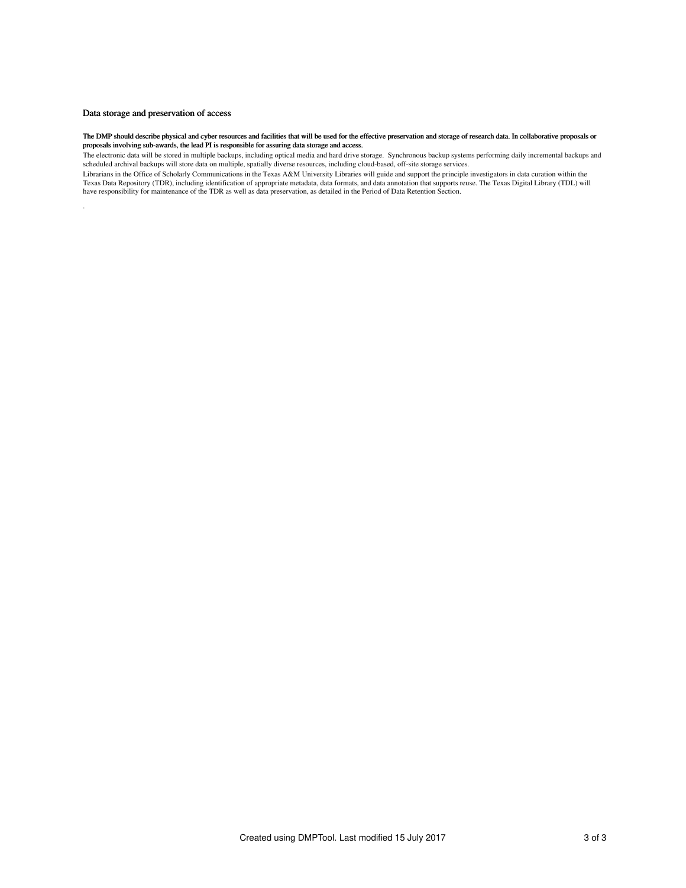## Data storage and preservation of access

**The DMP should describe physical and cyber resources and facilities that will be used for the effective preservation and storage of research data. In collaborative proposals or proposals involving sub-awards, the lead PI is responsible for assuring data storage and access.**

The electronic data will be stored in multiple backups, including optical media and hard drive storage. Synchronous backup systems performing daily incremental backups and scheduled archival backups will store data on multiple, spatially diverse resources, including cloud-based, off-site storage services.

Librarians in the Office of Scholarly Communications in the Texas A&M University Libraries will guide and support the principle investigators in data curation within the Texas Data Repository (TDR), including identification of appropriate metadata, data formats, and data annotation that supports reuse. The Texas Digital Library (TDL) will have responsibility for maintenance of the TDR as well as data preservation, as detailed in the Period of Data Retention Section.

Created using DMPTool. Last modified 15 July 2017